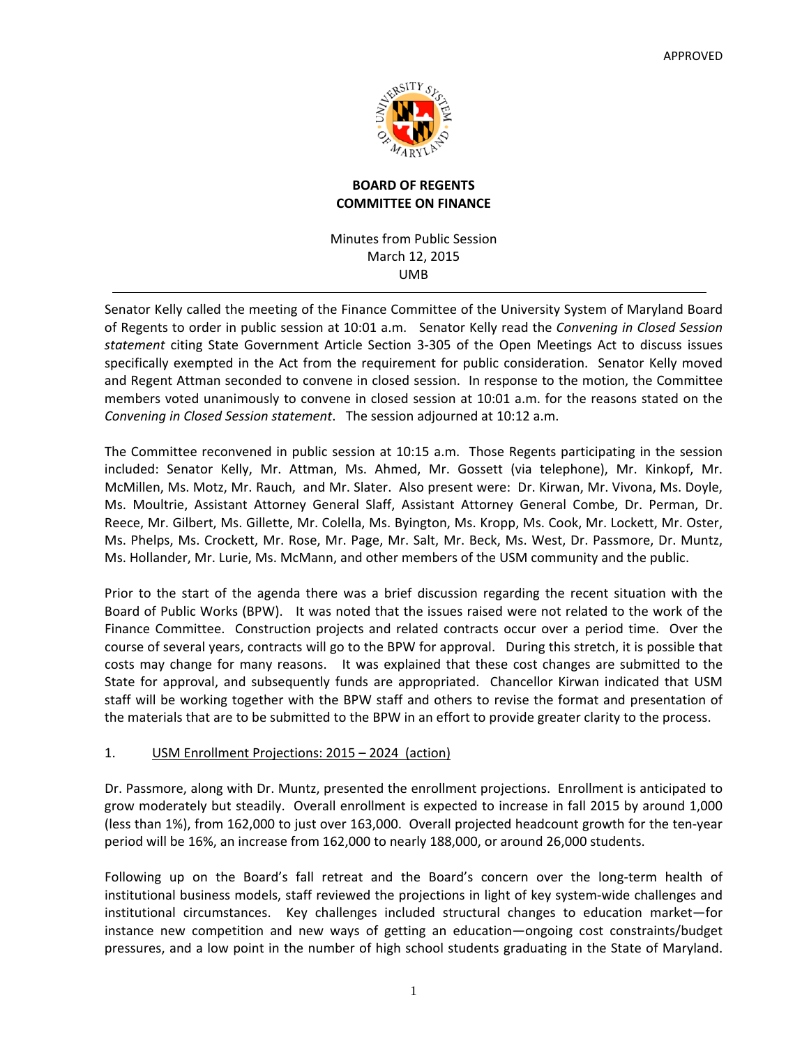APPROVED

**BOARD OF REGENTS**
**COMMITTEE ON FINANCE**

Minutes from Public Session
March 12, 2015
UMB

---

Senator Kelly called the meeting of the Finance Committee of the University System of Maryland Board of Regents to order in public session at 10:01 a.m. Senator Kelly read the *Convening in Closed Session statement* citing State Government Article Section 3-305 of the Open Meetings Act to discuss issues specifically exempted in the Act from the requirement for public consideration. Senator Kelly moved and Regent Attman seconded to convene in closed session. In response to the motion, the Committee members voted unanimously to convene in closed session at 10:01 a.m. for the reasons stated on the *Convening in Closed Session statement*. The session adjourned at 10:12 a.m.

The Committee reconvened in public session at 10:15 a.m. Those Regents participating in the session included: Senator Kelly, Mr. Attman, Ms. Ahmed, Mr. Gossett (via telephone), Mr. Kinkopf, Mr. McMillen, Ms. Motz, Mr. Rauch, and Mr. Slater. Also present were: Dr. Kirwan, Mr. Vivona, Ms. Doyle, Ms. Moultrie, Assistant Attorney General Slaff, Assistant Attorney General Combe, Dr. Perman, Dr. Reece, Mr. Gilbert, Ms. Gillette, Mr. Colella, Ms. Byington, Ms. Kropp, Ms. Cook, Mr. Lockett, Mr. Oster, Ms. Phelps, Ms. Crockett, Mr. Rose, Mr. Page, Mr. Salt, Mr. Beck, Ms. West, Dr. Passmore, Dr. Muntz, Ms. Hollander, Mr. Lurie, Ms. McMann, and other members of the USM community and the public.

Prior to the start of the agenda there was a brief discussion regarding the recent situation with the Board of Public Works (BPW). It was noted that the issues raised were not related to the work of the Finance Committee. Construction projects and related contracts occur over a period time. Over the course of several years, contracts will go to the BPW for approval. During this stretch, it is possible that costs may change for many reasons. It was explained that these cost changes are submitted to the State for approval, and subsequently funds are appropriated. Chancellor Kirwan indicated that USM staff will be working together with the BPW staff and others to revise the format and presentation of the materials that are to be submitted to the BPW in an effort to provide greater clarity to the process.

1. <u>USM Enrollment Projections: 2015 – 2024 (action)</u>

Dr. Passmore, along with Dr. Muntz, presented the enrollment projections. Enrollment is anticipated to grow moderately but steadily. Overall enrollment is expected to increase in fall 2015 by around 1,000 (less than 1%), from 162,000 to just over 163,000. Overall projected headcount growth for the ten-year period will be 16%, an increase from 162,000 to nearly 188,000, or around 26,000 students.

Following up on the Board's fall retreat and the Board's concern over the long-term health of institutional business models, staff reviewed the projections in light of key system-wide challenges and institutional circumstances. Key challenges included structural changes to education market—for instance new competition and new ways of getting an education—ongoing cost constraints/budget pressures, and a low point in the number of high school students graduating in the State of Maryland.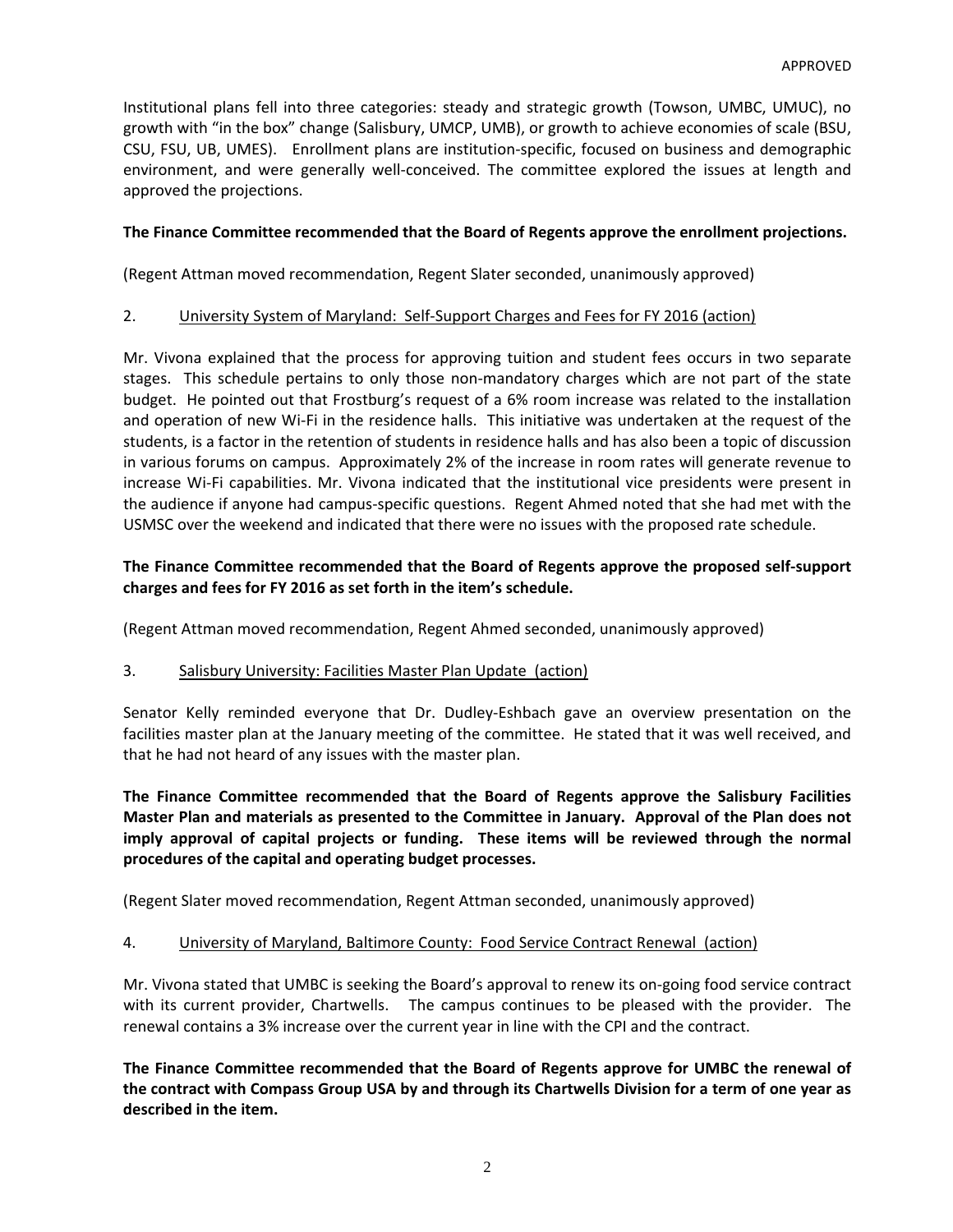APPROVED

Institutional plans fell into three categories: steady and strategic growth (Towson, UMBC, UMUC), no growth with "in the box" change (Salisbury, UMCP, UMB), or growth to achieve economies of scale (BSU, CSU, FSU, UB, UMES). Enrollment plans are institution-specific, focused on business and demographic environment, and were generally well-conceived. The committee explored the issues at length and approved the projections.

**The Finance Committee recommended that the Board of Regents approve the enrollment projections.**

(Regent Attman moved recommendation, Regent Slater seconded, unanimously approved)

2. University System of Maryland: Self-Support Charges and Fees for FY 2016 (action)

Mr. Vivona explained that the process for approving tuition and student fees occurs in two separate stages. This schedule pertains to only those non-mandatory charges which are not part of the state budget. He pointed out that Frostburg's request of a 6% room increase was related to the installation and operation of new Wi-Fi in the residence halls. This initiative was undertaken at the request of the students, is a factor in the retention of students in residence halls and has also been a topic of discussion in various forums on campus. Approximately 2% of the increase in room rates will generate revenue to increase Wi-Fi capabilities. Mr. Vivona indicated that the institutional vice presidents were present in the audience if anyone had campus-specific questions. Regent Ahmed noted that she had met with the USMSC over the weekend and indicated that there were no issues with the proposed rate schedule.

**The Finance Committee recommended that the Board of Regents approve the proposed self-support charges and fees for FY 2016 as set forth in the item's schedule.**

(Regent Attman moved recommendation, Regent Ahmed seconded, unanimously approved)

3. Salisbury University: Facilities Master Plan Update (action)

Senator Kelly reminded everyone that Dr. Dudley-Eshbach gave an overview presentation on the facilities master plan at the January meeting of the committee. He stated that it was well received, and that he had not heard of any issues with the master plan.

**The Finance Committee recommended that the Board of Regents approve the Salisbury Facilities Master Plan and materials as presented to the Committee in January. Approval of the Plan does not imply approval of capital projects or funding. These items will be reviewed through the normal procedures of the capital and operating budget processes.**

(Regent Slater moved recommendation, Regent Attman seconded, unanimously approved)

4. University of Maryland, Baltimore County: Food Service Contract Renewal (action)

Mr. Vivona stated that UMBC is seeking the Board's approval to renew its on-going food service contract with its current provider, Chartwells. The campus continues to be pleased with the provider. The renewal contains a 3% increase over the current year in line with the CPI and the contract.

**The Finance Committee recommended that the Board of Regents approve for UMBC the renewal of the contract with Compass Group USA by and through its Chartwells Division for a term of one year as described in the item.**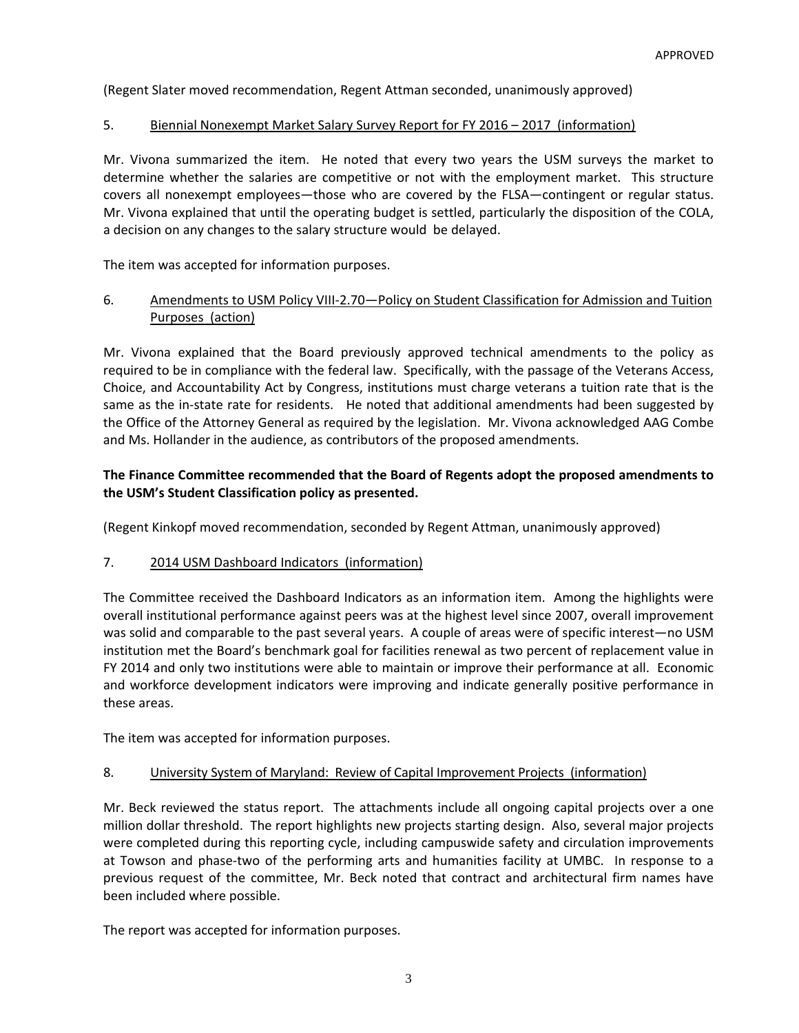APPROVED

(Regent Slater moved recommendation, Regent Attman seconded, unanimously approved)

5. Biennial Nonexempt Market Salary Survey Report for FY 2016 – 2017 (information)

Mr. Vivona summarized the item. He noted that every two years the USM surveys the market to determine whether the salaries are competitive or not with the employment market. This structure covers all nonexempt employees—those who are covered by the FLSA—contingent or regular status. Mr. Vivona explained that until the operating budget is settled, particularly the disposition of the COLA, a decision on any changes to the salary structure would be delayed.

The item was accepted for information purposes.

6. Amendments to USM Policy VIII-2.70—Policy on Student Classification for Admission and Tuition Purposes (action)

Mr. Vivona explained that the Board previously approved technical amendments to the policy as required to be in compliance with the federal law. Specifically, with the passage of the Veterans Access, Choice, and Accountability Act by Congress, institutions must charge veterans a tuition rate that is the same as the in-state rate for residents. He noted that additional amendments had been suggested by the Office of the Attorney General as required by the legislation. Mr. Vivona acknowledged AAG Combe and Ms. Hollander in the audience, as contributors of the proposed amendments.

**The Finance Committee recommended that the Board of Regents adopt the proposed amendments to the USM's Student Classification policy as presented.**

(Regent Kinkopf moved recommendation, seconded by Regent Attman, unanimously approved)

7. 2014 USM Dashboard Indicators (information)

The Committee received the Dashboard Indicators as an information item. Among the highlights were overall institutional performance against peers was at the highest level since 2007, overall improvement was solid and comparable to the past several years. A couple of areas were of specific interest—no USM institution met the Board's benchmark goal for facilities renewal as two percent of replacement value in FY 2014 and only two institutions were able to maintain or improve their performance at all. Economic and workforce development indicators were improving and indicate generally positive performance in these areas.

The item was accepted for information purposes.

8. University System of Maryland: Review of Capital Improvement Projects (information)

Mr. Beck reviewed the status report. The attachments include all ongoing capital projects over a one million dollar threshold. The report highlights new projects starting design. Also, several major projects were completed during this reporting cycle, including campuswide safety and circulation improvements at Towson and phase-two of the performing arts and humanities facility at UMBC. In response to a previous request of the committee, Mr. Beck noted that contract and architectural firm names have been included where possible.

The report was accepted for information purposes.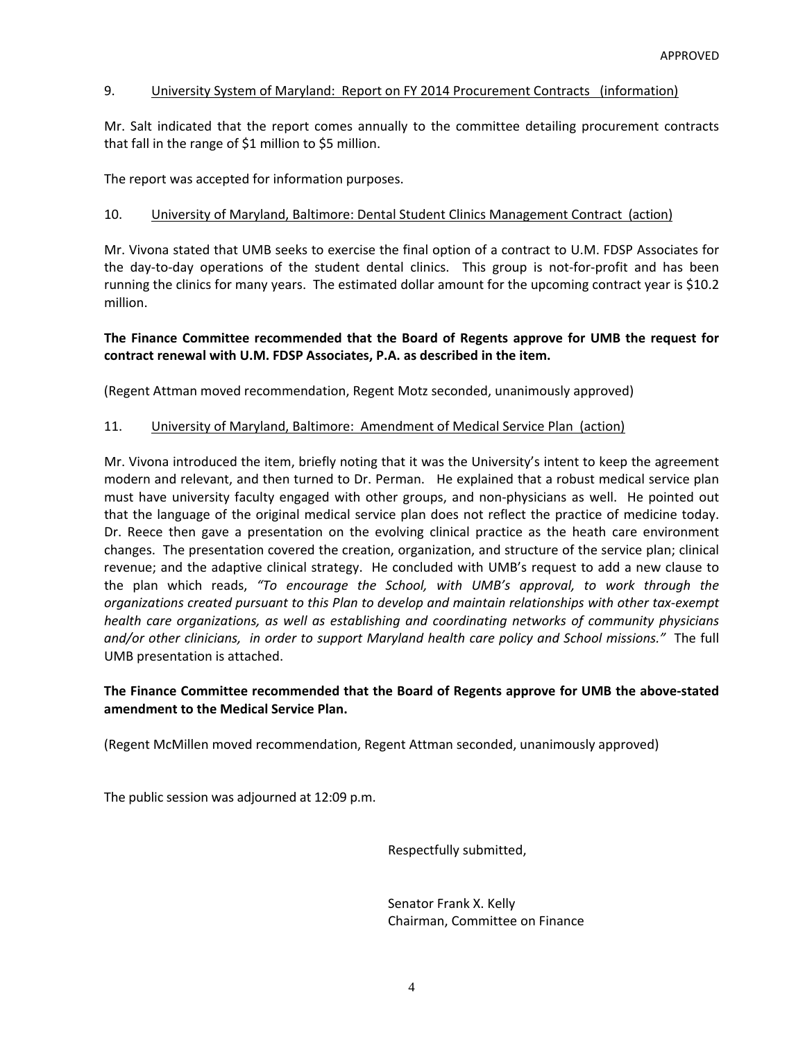APPROVED

9. University System of Maryland: Report on FY 2014 Procurement Contracts (information)

Mr. Salt indicated that the report comes annually to the committee detailing procurement contracts that fall in the range of $1 million to $5 million.

The report was accepted for information purposes.

10. University of Maryland, Baltimore: Dental Student Clinics Management Contract (action)

Mr. Vivona stated that UMB seeks to exercise the final option of a contract to U.M. FDSP Associates for the day-to-day operations of the student dental clinics. This group is not-for-profit and has been running the clinics for many years. The estimated dollar amount for the upcoming contract year is $10.2 million.

**The Finance Committee recommended that the Board of Regents approve for UMB the request for contract renewal with U.M. FDSP Associates, P.A. as described in the item.**

(Regent Attman moved recommendation, Regent Motz seconded, unanimously approved)

11. University of Maryland, Baltimore: Amendment of Medical Service Plan (action)

Mr. Vivona introduced the item, briefly noting that it was the University's intent to keep the agreement modern and relevant, and then turned to Dr. Perman. He explained that a robust medical service plan must have university faculty engaged with other groups, and non-physicians as well. He pointed out that the language of the original medical service plan does not reflect the practice of medicine today. Dr. Reece then gave a presentation on the evolving clinical practice as the heath care environment changes. The presentation covered the creation, organization, and structure of the service plan; clinical revenue; and the adaptive clinical strategy. He concluded with UMB's request to add a new clause to the plan which reads, *"To encourage the School, with UMB's approval, to work through the organizations created pursuant to this Plan to develop and maintain relationships with other tax-exempt health care organizations, as well as establishing and coordinating networks of community physicians and/or other clinicians, in order to support Maryland health care policy and School missions."* The full UMB presentation is attached.

**The Finance Committee recommended that the Board of Regents approve for UMB the above-stated amendment to the Medical Service Plan.**

(Regent McMillen moved recommendation, Regent Attman seconded, unanimously approved)

The public session was adjourned at 12:09 p.m.

Respectfully submitted,

Senator Frank X. Kelly
Chairman, Committee on Finance